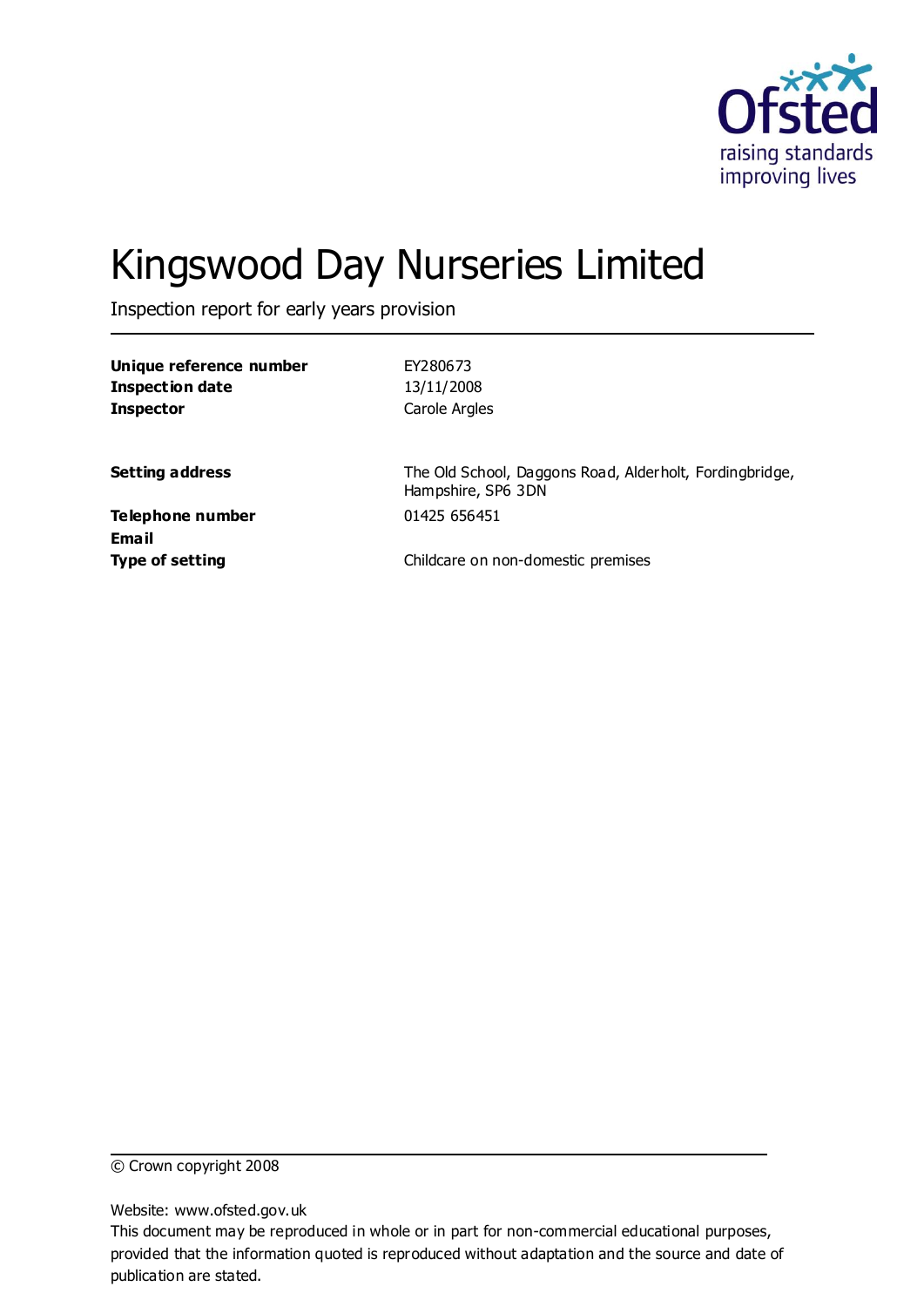Ofsted
raising standards
improving lives

# Kingswood Day Nurseries Limited

Inspection report for early years provision

| | |
|---|---|
| **Unique reference number** | EY280673 |
| **Inspection date** | 13/11/2008 |
| **Inspector** | Carole Argles |
| | |
| **Setting address** | The Old School, Daggons Road, Alderholt, Fordingbridge, Hampshire, SP6 3DN |
| **Telephone number** | 01425 656451 |
| **Email** | |
| **Type of setting** | Childcare on non-domestic premises |

© Crown copyright 2008

Website: www.ofsted.gov.uk

This document may be reproduced in whole or in part for non-commercial educational purposes, provided that the information quoted is reproduced without adaptation and the source and date of publication are stated.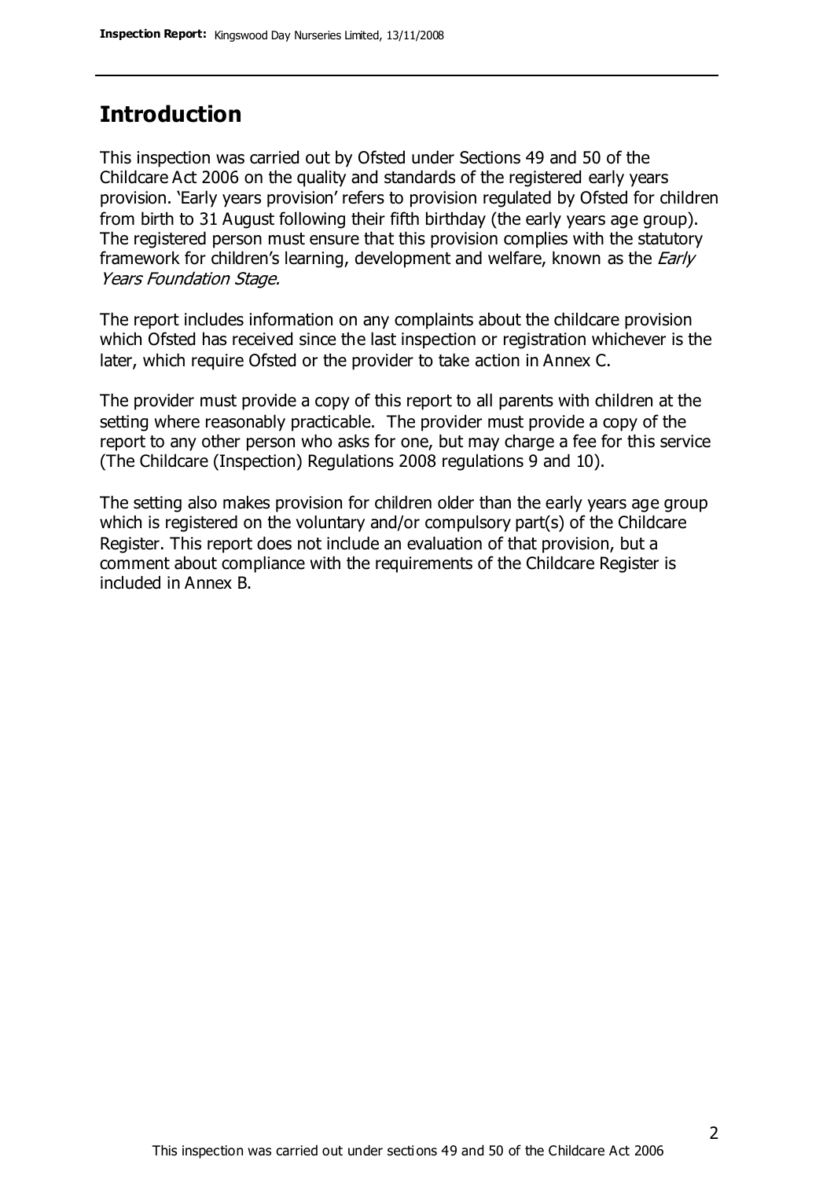## Introduction

This inspection was carried out by Ofsted under Sections 49 and 50 of the Childcare Act 2006 on the quality and standards of the registered early years provision. 'Early years provision' refers to provision regulated by Ofsted for children from birth to 31 August following their fifth birthday (the early years age group). The registered person must ensure that this provision complies with the statutory framework for children's learning, development and welfare, known as the *Early Years Foundation Stage.*

The report includes information on any complaints about the childcare provision which Ofsted has received since the last inspection or registration whichever is the later, which require Ofsted or the provider to take action in Annex C.

The provider must provide a copy of this report to all parents with children at the setting where reasonably practicable. The provider must provide a copy of the report to any other person who asks for one, but may charge a fee for this service (The Childcare (Inspection) Regulations 2008 regulations 9 and 10).

The setting also makes provision for children older than the early years age group which is registered on the voluntary and/or compulsory part(s) of the Childcare Register. This report does not include an evaluation of that provision, but a comment about compliance with the requirements of the Childcare Register is included in Annex B.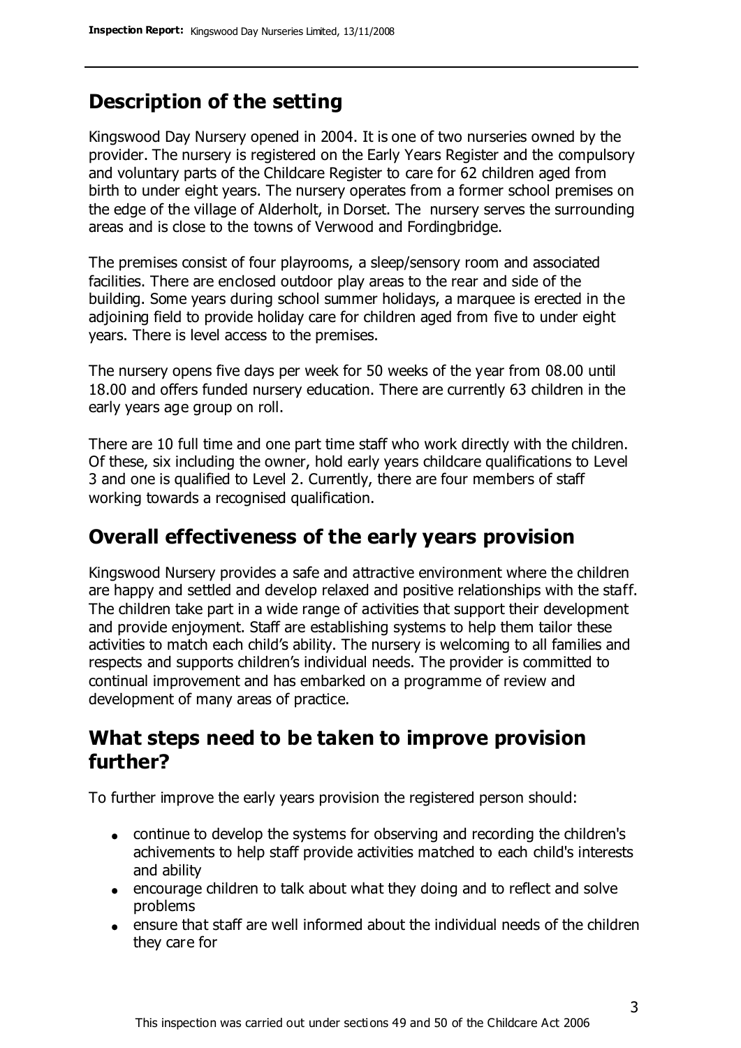## Description of the setting

Kingswood Day Nursery opened in 2004. It is one of two nurseries owned by the provider. The nursery is registered on the Early Years Register and the compulsory and voluntary parts of the Childcare Register to care for 62 children aged from birth to under eight years. The nursery operates from a former school premises on the edge of the village of Alderholt, in Dorset. The nursery serves the surrounding areas and is close to the towns of Verwood and Fordingbridge.

The premises consist of four playrooms, a sleep/sensory room and associated facilities. There are enclosed outdoor play areas to the rear and side of the building. Some years during school summer holidays, a marquee is erected in the adjoining field to provide holiday care for children aged from five to under eight years. There is level access to the premises.

The nursery opens five days per week for 50 weeks of the year from 08.00 until 18.00 and offers funded nursery education. There are currently 63 children in the early years age group on roll.

There are 10 full time and one part time staff who work directly with the children. Of these, six including the owner, hold early years childcare qualifications to Level 3 and one is qualified to Level 2. Currently, there are four members of staff working towards a recognised qualification.

## Overall effectiveness of the early years provision

Kingswood Nursery provides a safe and attractive environment where the children are happy and settled and develop relaxed and positive relationships with the staff. The children take part in a wide range of activities that support their development and provide enjoyment. Staff are establishing systems to help them tailor these activities to match each child's ability. The nursery is welcoming to all families and respects and supports children's individual needs. The provider is committed to continual improvement and has embarked on a programme of review and development of many areas of practice.

## What steps need to be taken to improve provision further?

To further improve the early years provision the registered person should:

- continue to develop the systems for observing and recording the children's achivements to help staff provide activities matched to each child's interests and ability
- encourage children to talk about what they doing and to reflect and solve problems
- ensure that staff are well informed about the individual needs of the children they care for

This inspection was carried out under sections 49 and 50 of the Childcare Act 2006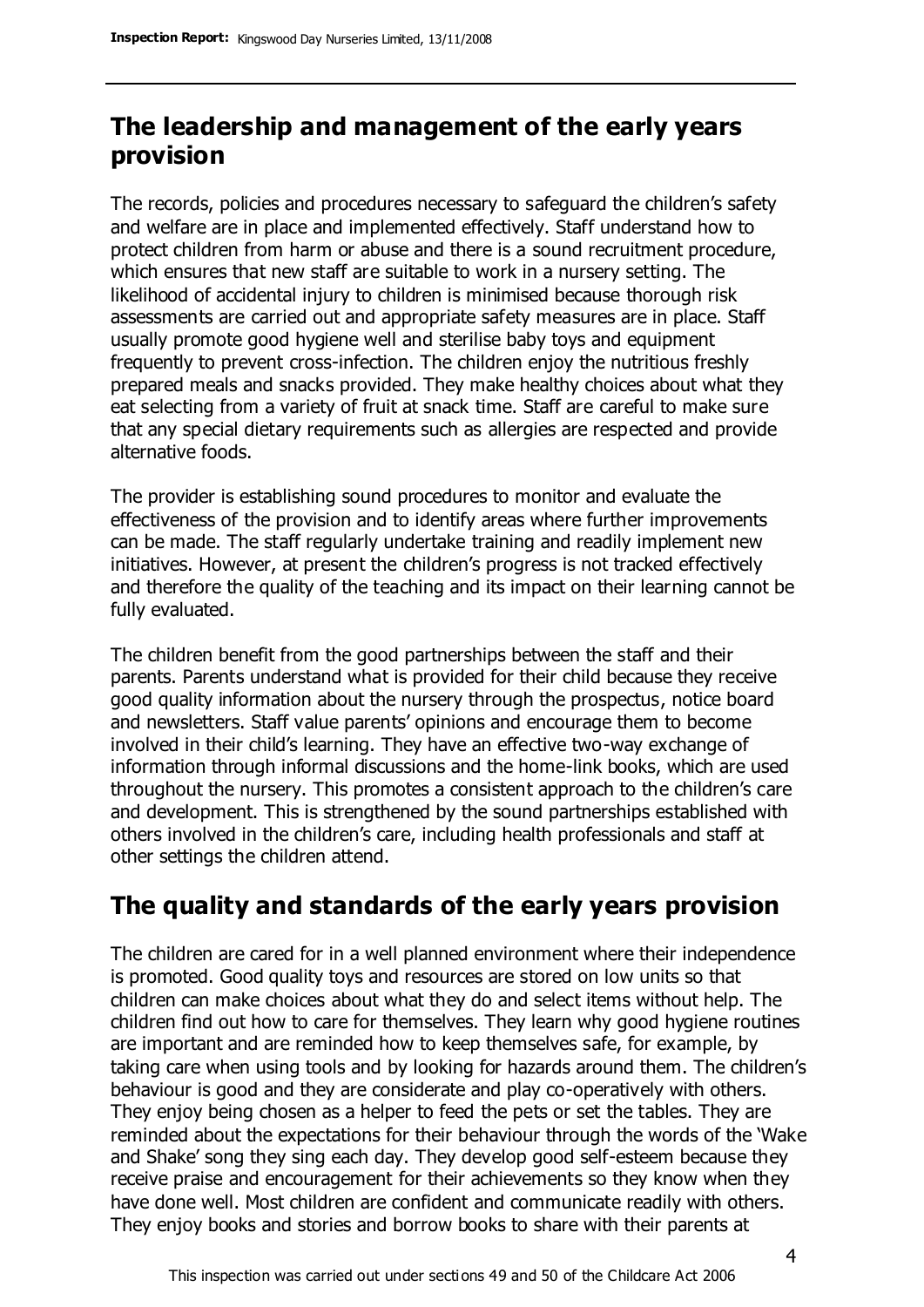## The leadership and management of the early years provision

The records, policies and procedures necessary to safeguard the children's safety and welfare are in place and implemented effectively. Staff understand how to protect children from harm or abuse and there is a sound recruitment procedure, which ensures that new staff are suitable to work in a nursery setting. The likelihood of accidental injury to children is minimised because thorough risk assessments are carried out and appropriate safety measures are in place. Staff usually promote good hygiene well and sterilise baby toys and equipment frequently to prevent cross-infection. The children enjoy the nutritious freshly prepared meals and snacks provided. They make healthy choices about what they eat selecting from a variety of fruit at snack time. Staff are careful to make sure that any special dietary requirements such as allergies are respected and provide alternative foods.

The provider is establishing sound procedures to monitor and evaluate the effectiveness of the provision and to identify areas where further improvements can be made. The staff regularly undertake training and readily implement new initiatives. However, at present the children's progress is not tracked effectively and therefore the quality of the teaching and its impact on their learning cannot be fully evaluated.

The children benefit from the good partnerships between the staff and their parents. Parents understand what is provided for their child because they receive good quality information about the nursery through the prospectus, notice board and newsletters. Staff value parents' opinions and encourage them to become involved in their child's learning. They have an effective two-way exchange of information through informal discussions and the home-link books, which are used throughout the nursery. This promotes a consistent approach to the children's care and development. This is strengthened by the sound partnerships established with others involved in the children's care, including health professionals and staff at other settings the children attend.

## The quality and standards of the early years provision

The children are cared for in a well planned environment where their independence is promoted. Good quality toys and resources are stored on low units so that children can make choices about what they do and select items without help. The children find out how to care for themselves. They learn why good hygiene routines are important and are reminded how to keep themselves safe, for example, by taking care when using tools and by looking for hazards around them. The children's behaviour is good and they are considerate and play co-operatively with others. They enjoy being chosen as a helper to feed the pets or set the tables. They are reminded about the expectations for their behaviour through the words of the 'Wake and Shake' song they sing each day. They develop good self-esteem because they receive praise and encouragement for their achievements so they know when they have done well. Most children are confident and communicate readily with others. They enjoy books and stories and borrow books to share with their parents at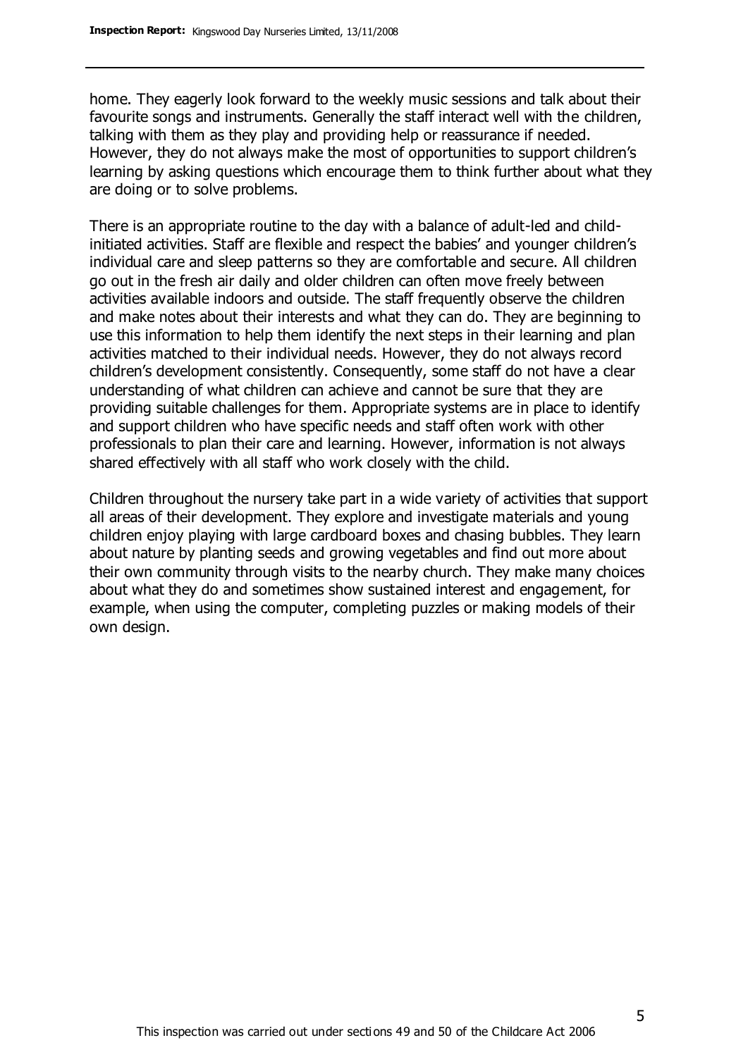home. They eagerly look forward to the weekly music sessions and talk about their favourite songs and instruments. Generally the staff interact well with the children, talking with them as they play and providing help or reassurance if needed. However, they do not always make the most of opportunities to support children's learning by asking questions which encourage them to think further about what they are doing or to solve problems.

There is an appropriate routine to the day with a balance of adult-led and child-initiated activities. Staff are flexible and respect the babies' and younger children's individual care and sleep patterns so they are comfortable and secure. All children go out in the fresh air daily and older children can often move freely between activities available indoors and outside. The staff frequently observe the children and make notes about their interests and what they can do. They are beginning to use this information to help them identify the next steps in their learning and plan activities matched to their individual needs. However, they do not always record children's development consistently. Consequently, some staff do not have a clear understanding of what children can achieve and cannot be sure that they are providing suitable challenges for them. Appropriate systems are in place to identify and support children who have specific needs and staff often work with other professionals to plan their care and learning. However, information is not always shared effectively with all staff who work closely with the child.

Children throughout the nursery take part in a wide variety of activities that support all areas of their development. They explore and investigate materials and young children enjoy playing with large cardboard boxes and chasing bubbles. They learn about nature by planting seeds and growing vegetables and find out more about their own community through visits to the nearby church. They make many choices about what they do and sometimes show sustained interest and engagement, for example, when using the computer, completing puzzles or making models of their own design.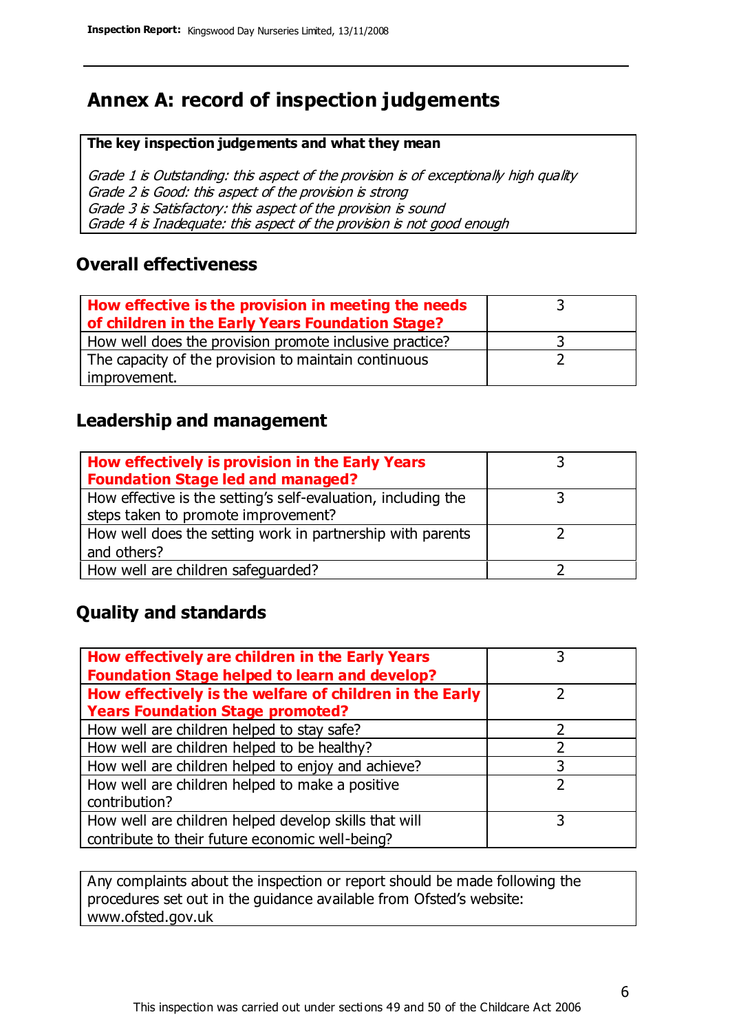# Annex A: record of inspection judgements

**The key inspection judgements and what they mean**

*Grade 1 is Outstanding: this aspect of the provision is of exceptionally high quality*
*Grade 2 is Good: this aspect of the provision is strong*
*Grade 3 is Satisfactory: this aspect of the provision is sound*
*Grade 4 is Inadequate: this aspect of the provision is not good enough*

## Overall effectiveness

| **How effective is the provision in meeting the needs of children in the Early Years Foundation Stage?** | 3 |
|---|---|
| How well does the provision promote inclusive practice? | 3 |
| The capacity of the provision to maintain continuous improvement. | 2 |

## Leadership and management

| **How effectively is provision in the Early Years Foundation Stage led and managed?** | 3 |
|---|---|
| How effective is the setting's self-evaluation, including the steps taken to promote improvement? | 3 |
| How well does the setting work in partnership with parents and others? | 2 |
| How well are children safeguarded? | 2 |

## Quality and standards

| **How effectively are children in the Early Years Foundation Stage helped to learn and develop?** | 3 |
|---|---|
| **How effectively is the welfare of children in the Early Years Foundation Stage promoted?** | 2 |
| How well are children helped to stay safe? | 2 |
| How well are children helped to be healthy? | 2 |
| How well are children helped to enjoy and achieve? | 3 |
| How well are children helped to make a positive contribution? | 2 |
| How well are children helped develop skills that will contribute to their future economic well-being? | 3 |

Any complaints about the inspection or report should be made following the procedures set out in the guidance available from Ofsted's website: www.ofsted.gov.uk

This inspection was carried out under sections 49 and 50 of the Childcare Act 2006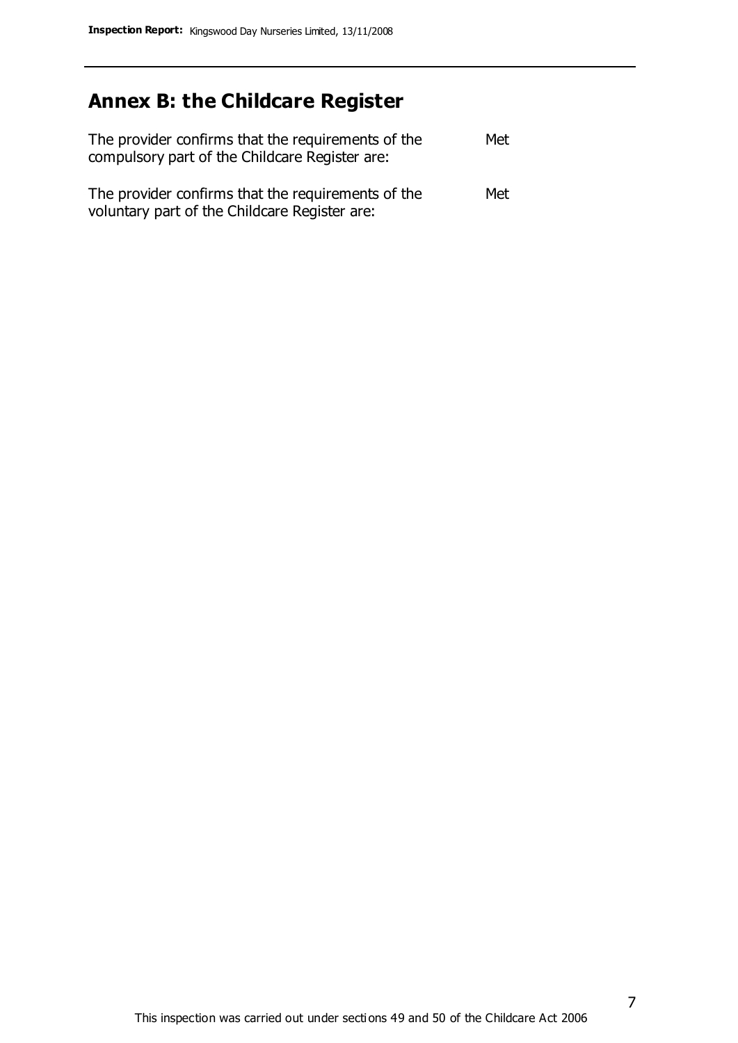## Annex B: the Childcare Register

| | |
|---|---|
| The provider confirms that the requirements of the compulsory part of the Childcare Register are: | Met |
| The provider confirms that the requirements of the voluntary part of the Childcare Register are: | Met |

This inspection was carried out under sections 49 and 50 of the Childcare Act 2006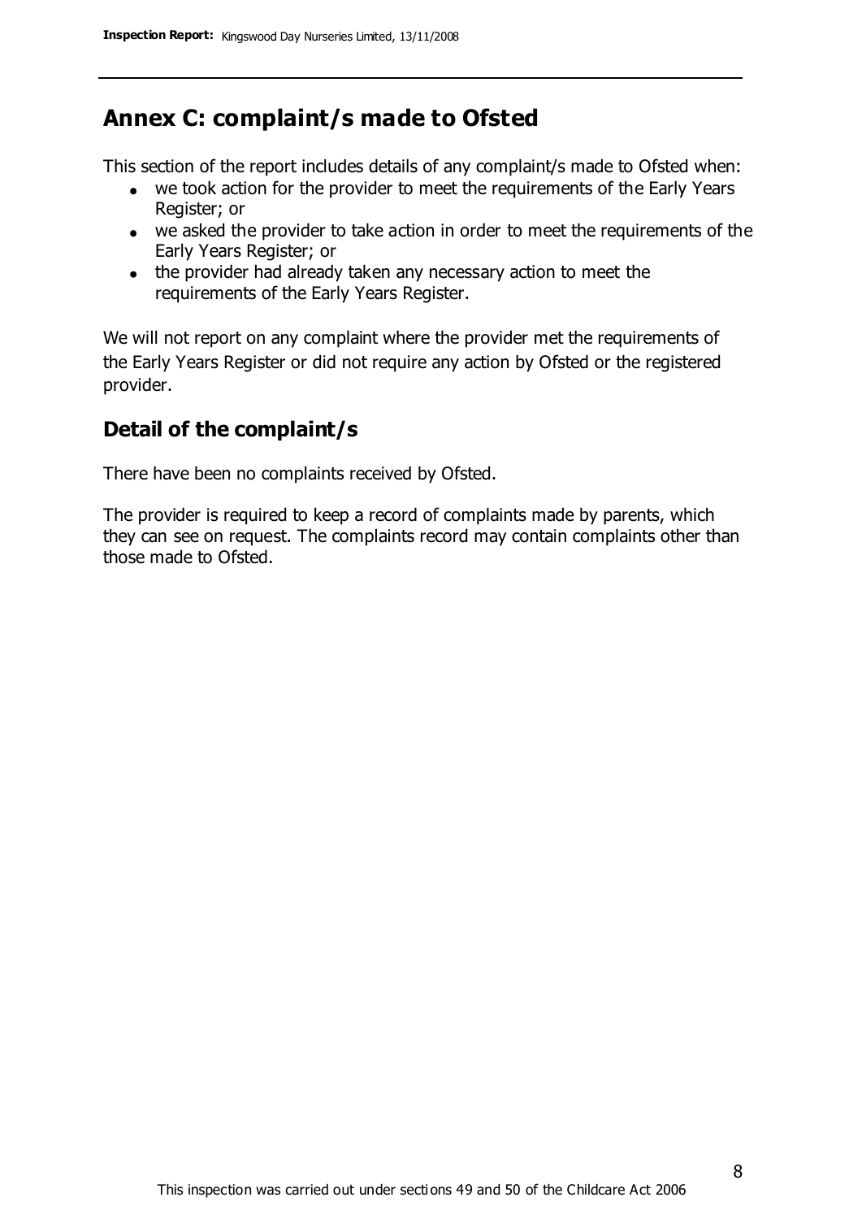# Annex C: complaint/s made to Ofsted

This section of the report includes details of any complaint/s made to Ofsted when:

- we took action for the provider to meet the requirements of the Early Years Register; or
- we asked the provider to take action in order to meet the requirements of the Early Years Register; or
- the provider had already taken any necessary action to meet the requirements of the Early Years Register.

We will not report on any complaint where the provider met the requirements of the Early Years Register or did not require any action by Ofsted or the registered provider.

## Detail of the complaint/s

There have been no complaints received by Ofsted.

The provider is required to keep a record of complaints made by parents, which they can see on request. The complaints record may contain complaints other than those made to Ofsted.

This inspection was carried out under sections 49 and 50 of the Childcare Act 2006